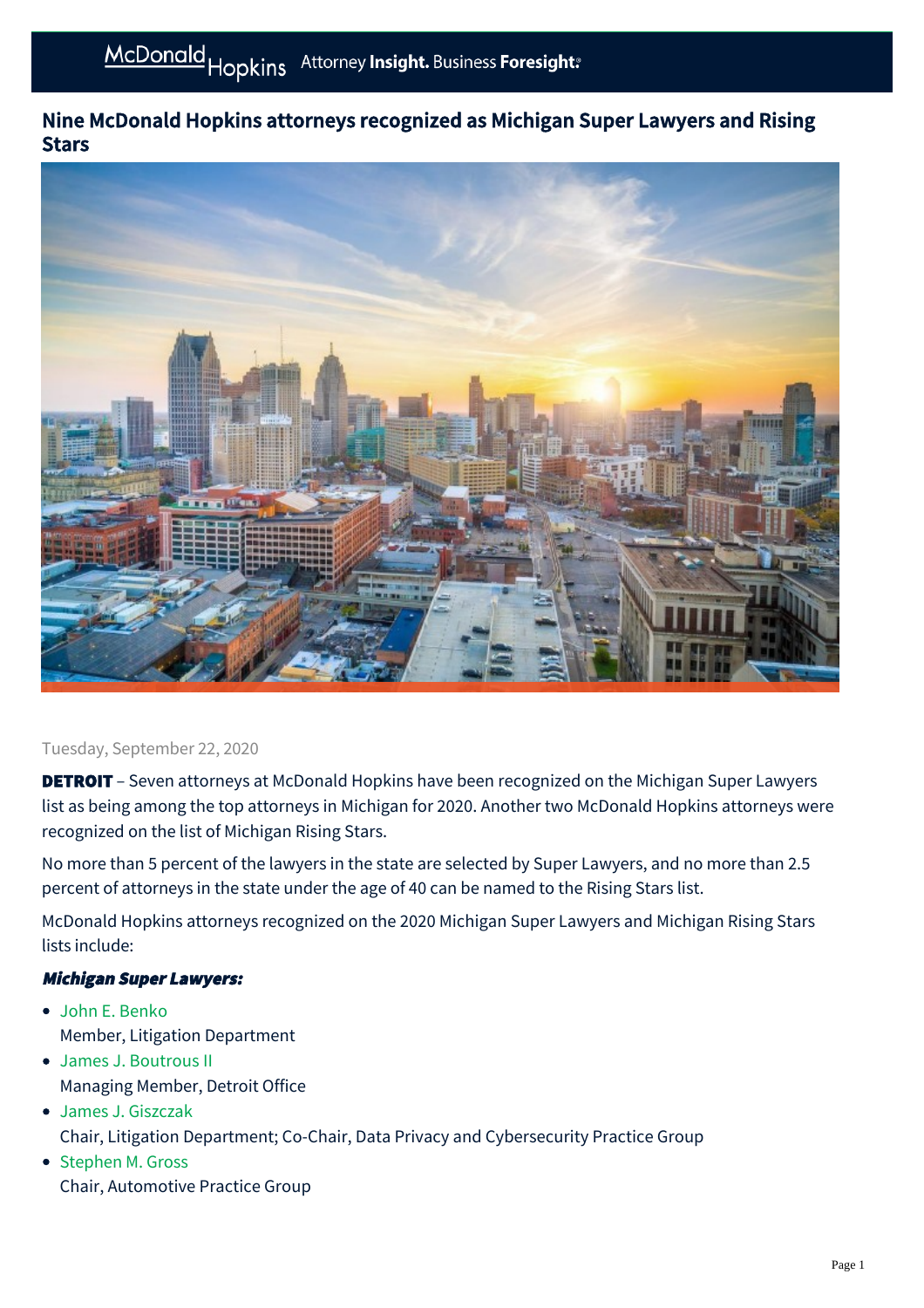# Nine McDonald Hopkins attorneys recognized as Michigan Super Lawyers and Rising Stars

Tuesday, September 22, 2020

**DETROIT** – Seven attorneys at McDonald Hopkins have been recognized on the Michigan Super Lawyers list as being among the top attorneys in Michigan for 2020. Another two McDonald Hopkins attorneys were recognized on the list of Michigan Rising Stars.

No more than 5 percent of the lawyers in the state are selected by Super Lawyers, and no more than 2.5 percent of attorneys in the state under the age of 40 can be named to the Rising Stars list.

McDonald Hopkins attorneys recognized on the 2020 Michigan Super Lawyers and Michigan Rising Stars lists include:

***Michigan Super Lawyers:***

- John E. Benko
  Member, Litigation Department
- James J. Boutrous II
  Managing Member, Detroit Office
- James J. Giszczak
  Chair, Litigation Department; Co-Chair, Data Privacy and Cybersecurity Practice Group
- Stephen M. Gross
  Chair, Automotive Practice Group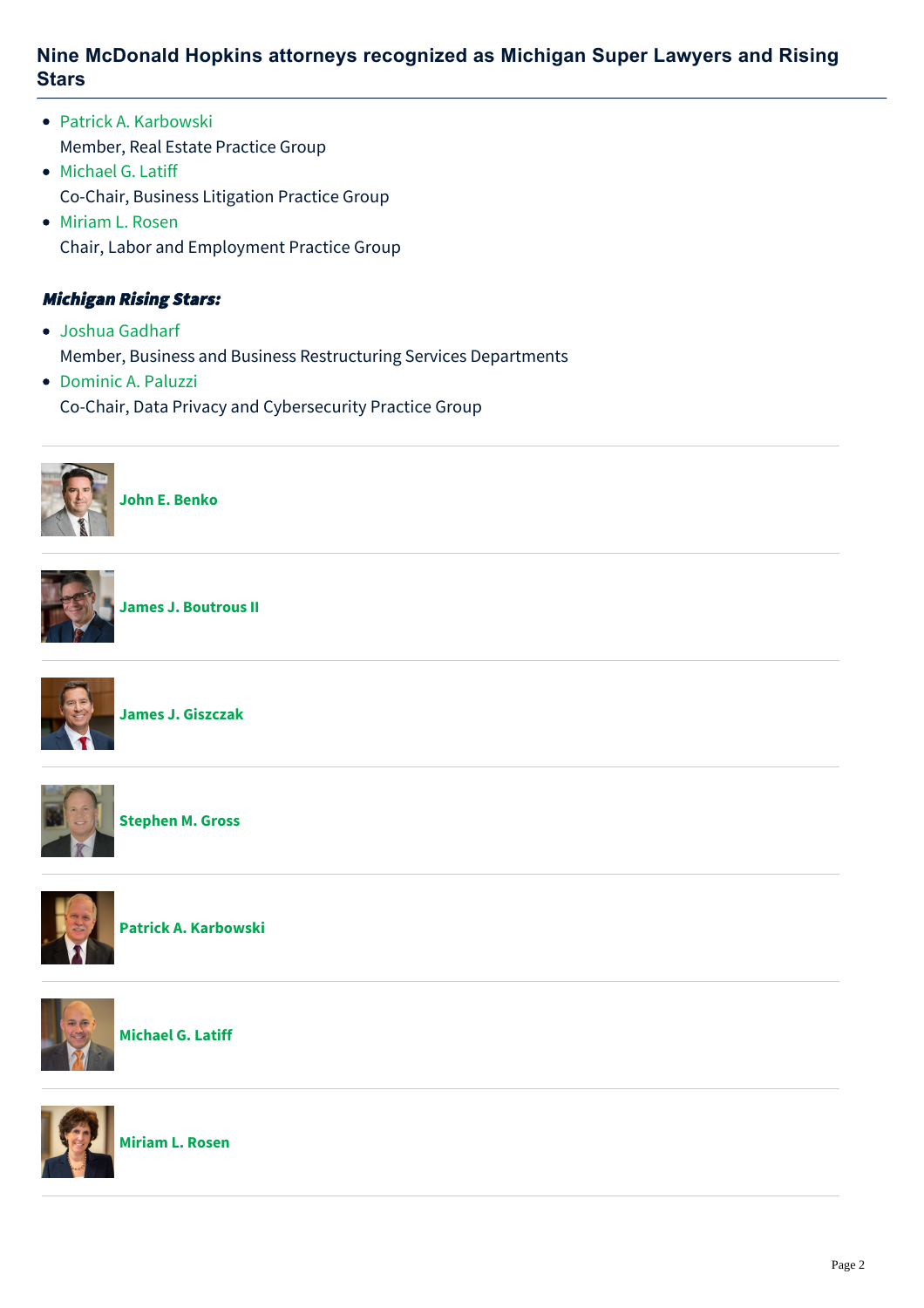## Nine McDonald Hopkins attorneys recognized as Michigan Super Lawyers and Rising Stars

- Patrick A. Karbowski
  Member, Real Estate Practice Group
- Michael G. Latiff
  Co-Chair, Business Litigation Practice Group
- Miriam L. Rosen
  Chair, Labor and Employment Practice Group

***Michigan Rising Stars:***

- Joshua Gadharf
  Member, Business and Business Restructuring Services Departments
- Dominic A. Paluzzi
  Co-Chair, Data Privacy and Cybersecurity Practice Group

---

**John E. Benko**

---

**James J. Boutrous II**

---

**James J. Giszczak**

---

**Stephen M. Gross**

---

**Patrick A. Karbowski**

---

**Michael G. Latiff**

---

**Miriam L. Rosen**

---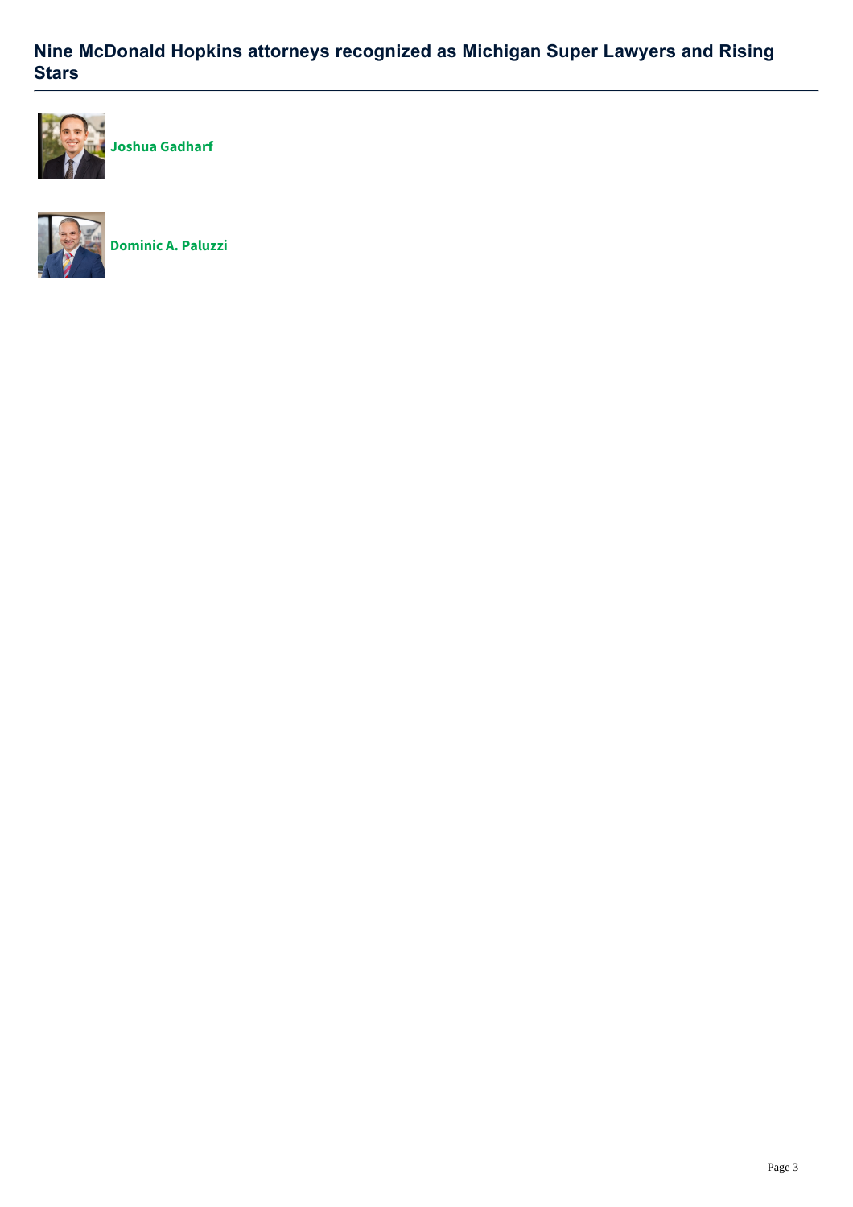**Joshua Gadharf**

**Dominic A. Paluzzi**